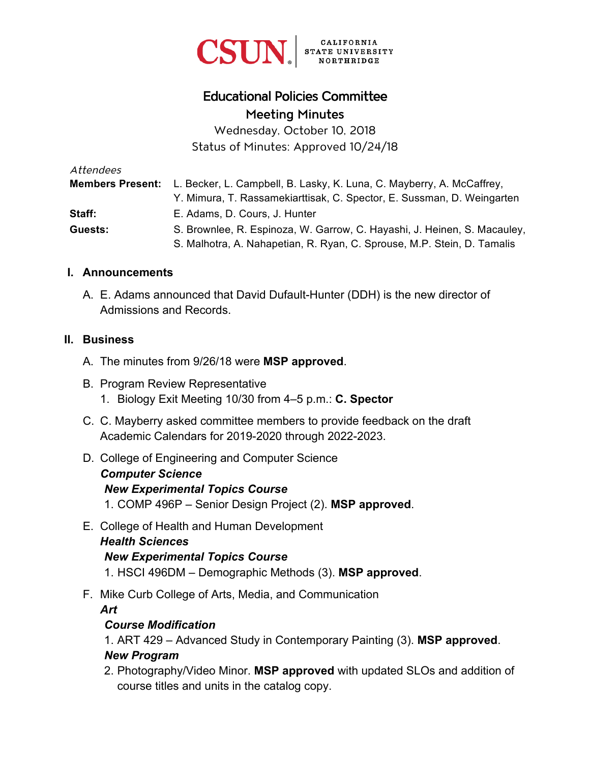CSUN CALIFORNIA STATE UNIVERSITY NORTHRIDGE

# Educational Policies Committee

## Meeting Minutes

Wednesday, October 10, 2018

Status of Minutes: Approved 10/24/18

*Attendees*

**Members Present:** L. Becker, L. Campbell, B. Lasky, K. Luna, C. Mayberry, A. McCaffrey, Y. Mimura, T. Rassamekiarttisak, C. Spector, E. Sussman, D. Weingarten

**Staff:** E. Adams, D. Cours, J. Hunter

**Guests:** S. Brownlee, R. Espinoza, W. Garrow, C. Hayashi, J. Heinen, S. Macauley, S. Malhotra, A. Nahapetian, R. Ryan, C. Sprouse, M.P. Stein, D. Tamalis

## I. Announcements

A. E. Adams announced that David Dufault-Hunter (DDH) is the new director of Admissions and Records.

## II. Business

A. The minutes from 9/26/18 were **MSP approved**.

B. Program Review Representative
   1. Biology Exit Meeting 10/30 from 4–5 p.m.: **C. Spector**

C. C. Mayberry asked committee members to provide feedback on the draft Academic Calendars for 2019-2020 through 2022-2023.

D. College of Engineering and Computer Science

   ***Computer Science***

   ***New Experimental Topics Course***

   1. COMP 496P – Senior Design Project (2). **MSP approved**.

E. College of Health and Human Development

   ***Health Sciences***

   ***New Experimental Topics Course***

   1. HSCI 496DM – Demographic Methods (3). **MSP approved**.

F. Mike Curb College of Arts, Media, and Communication

   ***Art***

   ***Course Modification***

   1. ART 429 – Advanced Study in Contemporary Painting (3). **MSP approved**.

   ***New Program***

   2. Photography/Video Minor. **MSP approved** with updated SLOs and addition of course titles and units in the catalog copy.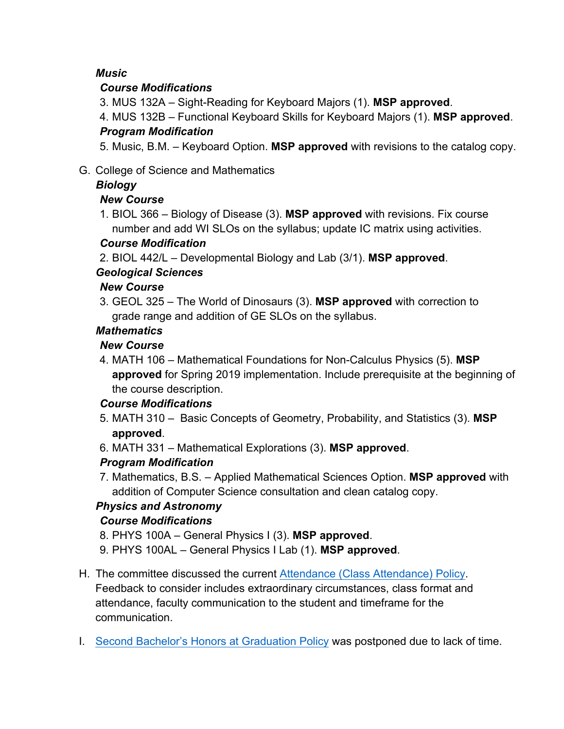***Music***

***Course Modifications***

3. MUS 132A – Sight-Reading for Keyboard Majors (1). **MSP approved**.
4. MUS 132B – Functional Keyboard Skills for Keyboard Majors (1). **MSP approved**.

***Program Modification***

5. Music, B.M. – Keyboard Option. **MSP approved** with revisions to the catalog copy.

G. College of Science and Mathematics

***Biology***

***New Course***

1. BIOL 366 – Biology of Disease (3). **MSP approved** with revisions. Fix course number and add WI SLOs on the syllabus; update IC matrix using activities.

***Course Modification***

2. BIOL 442/L – Developmental Biology and Lab (3/1). **MSP approved**.

***Geological Sciences***

***New Course***

3. GEOL 325 – The World of Dinosaurs (3). **MSP approved** with correction to grade range and addition of GE SLOs on the syllabus.

***Mathematics***

***New Course***

4. MATH 106 – Mathematical Foundations for Non-Calculus Physics (5). **MSP approved** for Spring 2019 implementation. Include prerequisite at the beginning of the course description.

***Course Modifications***

5. MATH 310 – Basic Concepts of Geometry, Probability, and Statistics (3). **MSP approved**.
6. MATH 331 – Mathematical Explorations (3). **MSP approved**.

***Program Modification***

7. Mathematics, B.S. – Applied Mathematical Sciences Option. **MSP approved** with addition of Computer Science consultation and clean catalog copy.

***Physics and Astronomy***

***Course Modifications***

8. PHYS 100A – General Physics I (3). **MSP approved**.
9. PHYS 100AL – General Physics I Lab (1). **MSP approved**.

H. The committee discussed the current Attendance (Class Attendance) Policy. Feedback to consider includes extraordinary circumstances, class format and attendance, faculty communication to the student and timeframe for the communication.

I. Second Bachelor's Honors at Graduation Policy was postponed due to lack of time.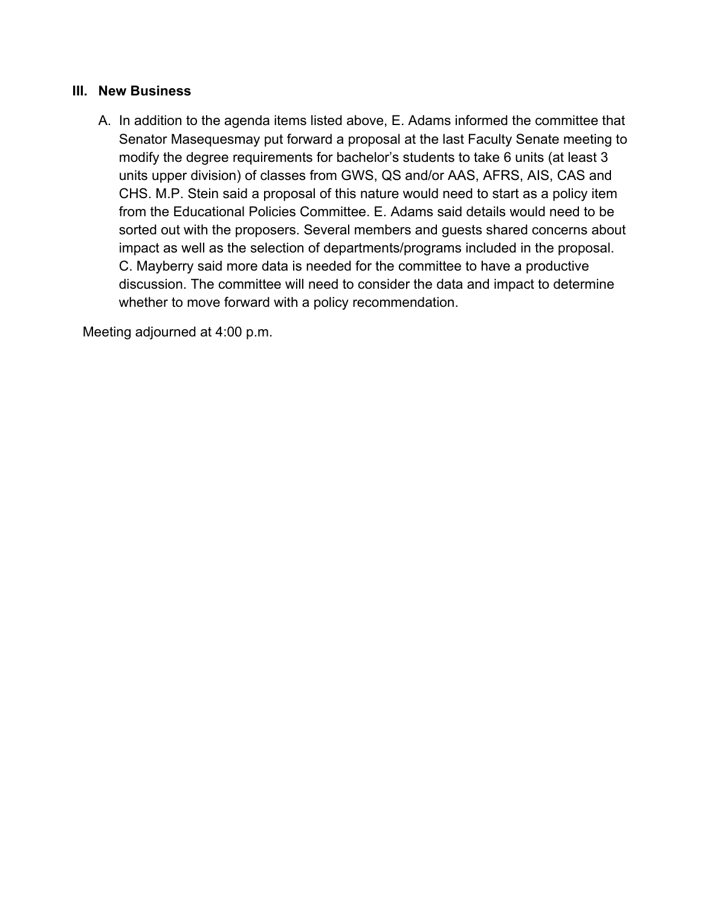## III. New Business

A. In addition to the agenda items listed above, E. Adams informed the committee that Senator Masequesmay put forward a proposal at the last Faculty Senate meeting to modify the degree requirements for bachelor's students to take 6 units (at least 3 units upper division) of classes from GWS, QS and/or AAS, AFRS, AIS, CAS and CHS. M.P. Stein said a proposal of this nature would need to start as a policy item from the Educational Policies Committee. E. Adams said details would need to be sorted out with the proposers. Several members and guests shared concerns about impact as well as the selection of departments/programs included in the proposal. C. Mayberry said more data is needed for the committee to have a productive discussion. The committee will need to consider the data and impact to determine whether to move forward with a policy recommendation.

Meeting adjourned at 4:00 p.m.